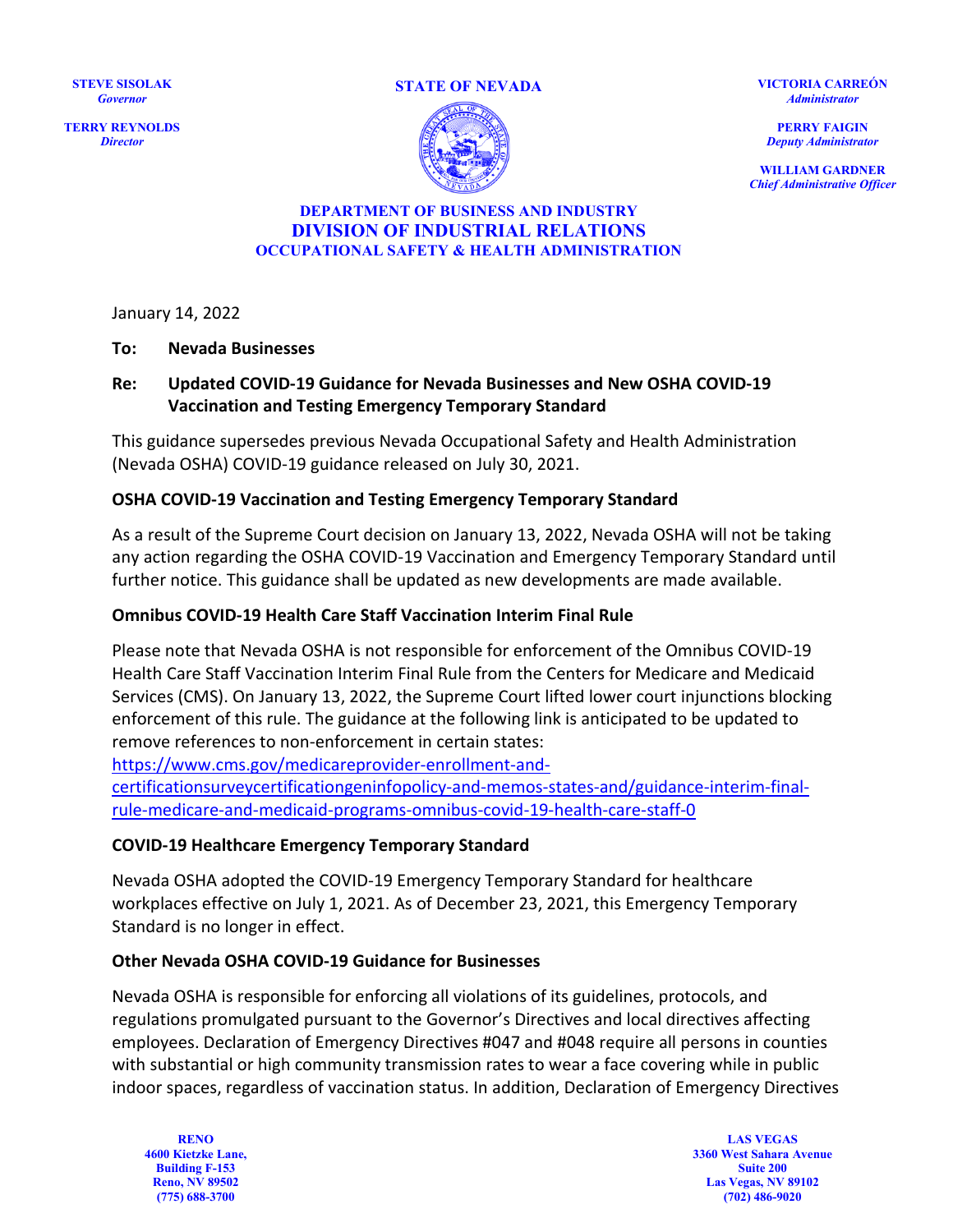**STEVE SISOLAK**
*Governor*

**TERRY REYNOLDS**
*Director*

**STATE OF NEVADA**

**VICTORIA CARREÓN**
*Administrator*

**PERRY FAIGIN**
*Deputy Administrator*

**WILLIAM GARDNER**
*Chief Administrative Officer*

**DEPARTMENT OF BUSINESS AND INDUSTRY**
**DIVISION OF INDUSTRIAL RELATIONS**
**OCCUPATIONAL SAFETY & HEALTH ADMINISTRATION**

January 14, 2022

**To:** **Nevada Businesses**

**Re:** **Updated COVID-19 Guidance for Nevada Businesses and New OSHA COVID-19 Vaccination and Testing Emergency Temporary Standard**

This guidance supersedes previous Nevada Occupational Safety and Health Administration (Nevada OSHA) COVID-19 guidance released on July 30, 2021.

**OSHA COVID-19 Vaccination and Testing Emergency Temporary Standard**

As a result of the Supreme Court decision on January 13, 2022, Nevada OSHA will not be taking any action regarding the OSHA COVID-19 Vaccination and Emergency Temporary Standard until further notice. This guidance shall be updated as new developments are made available.

**Omnibus COVID-19 Health Care Staff Vaccination Interim Final Rule**

Please note that Nevada OSHA is not responsible for enforcement of the Omnibus COVID-19 Health Care Staff Vaccination Interim Final Rule from the Centers for Medicare and Medicaid Services (CMS). On January 13, 2022, the Supreme Court lifted lower court injunctions blocking enforcement of this rule. The guidance at the following link is anticipated to be updated to remove references to non-enforcement in certain states:
https://www.cms.gov/medicareprovider-enrollment-and-certificationsurveycertificationgeninfopolicy-and-memos-states-and/guidance-interim-final-rule-medicare-and-medicaid-programs-omnibus-covid-19-health-care-staff-0

**COVID-19 Healthcare Emergency Temporary Standard**

Nevada OSHA adopted the COVID-19 Emergency Temporary Standard for healthcare workplaces effective on July 1, 2021. As of December 23, 2021, this Emergency Temporary Standard is no longer in effect.

**Other Nevada OSHA COVID-19 Guidance for Businesses**

Nevada OSHA is responsible for enforcing all violations of its guidelines, protocols, and regulations promulgated pursuant to the Governor's Directives and local directives affecting employees. Declaration of Emergency Directives #047 and #048 require all persons in counties with substantial or high community transmission rates to wear a face covering while in public indoor spaces, regardless of vaccination status. In addition, Declaration of Emergency Directives

**RENO**
4600 Kietzke Lane,
Building F-153
Reno, NV 89502
(775) 688-3700

**LAS VEGAS**
3360 West Sahara Avenue
Suite 200
Las Vegas, NV 89102
(702) 486-9020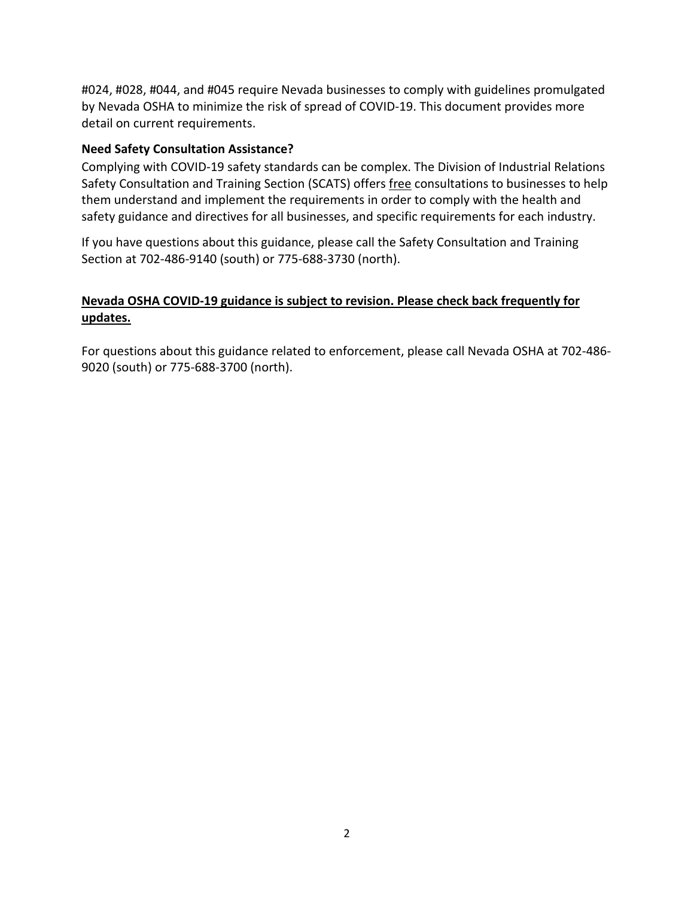#024, #028, #044, and #045 require Nevada businesses to comply with guidelines promulgated by Nevada OSHA to minimize the risk of spread of COVID-19. This document provides more detail on current requirements.

**Need Safety Consultation Assistance?**

Complying with COVID-19 safety standards can be complex. The Division of Industrial Relations Safety Consultation and Training Section (SCATS) offers free consultations to businesses to help them understand and implement the requirements in order to comply with the health and safety guidance and directives for all businesses, and specific requirements for each industry.

If you have questions about this guidance, please call the Safety Consultation and Training Section at 702-486-9140 (south) or 775-688-3730 (north).

**Nevada OSHA COVID-19 guidance is subject to revision. Please check back frequently for updates.**

For questions about this guidance related to enforcement, please call Nevada OSHA at 702-486-9020 (south) or 775-688-3700 (north).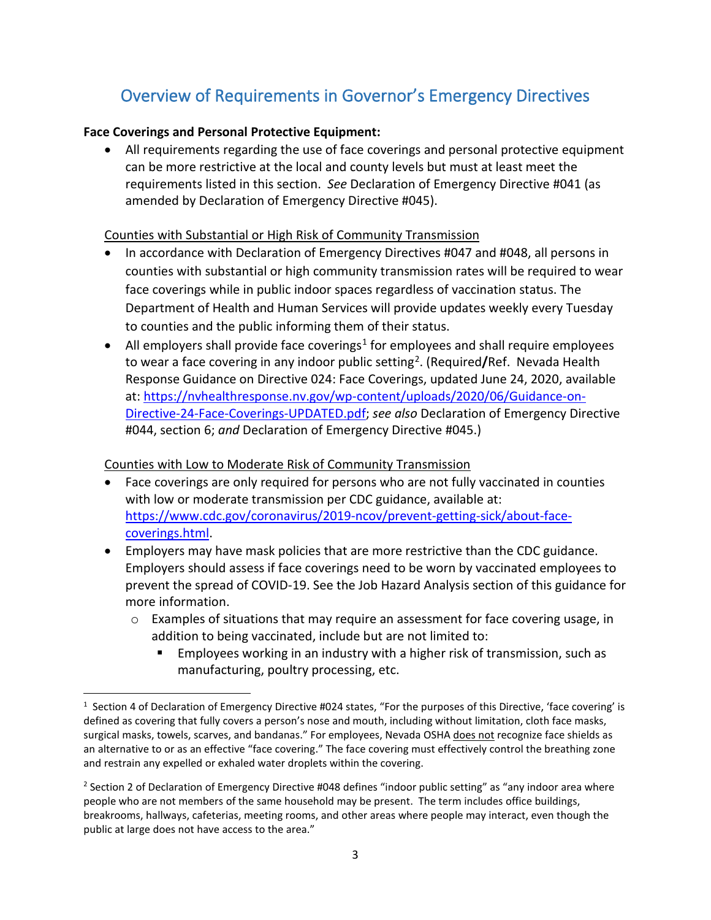# Overview of Requirements in Governor's Emergency Directives

**Face Coverings and Personal Protective Equipment:**

- All requirements regarding the use of face coverings and personal protective equipment can be more restrictive at the local and county levels but must at least meet the requirements listed in this section. *See* Declaration of Emergency Directive #041 (as amended by Declaration of Emergency Directive #045).

<u>Counties with Substantial or High Risk of Community Transmission</u>

- In accordance with Declaration of Emergency Directives #047 and #048, all persons in counties with substantial or high community transmission rates will be required to wear face coverings while in public indoor spaces regardless of vaccination status. The Department of Health and Human Services will provide updates weekly every Tuesday to counties and the public informing them of their status.
- All employers shall provide face coverings[1] for employees and shall require employees to wear a face covering in any indoor public setting[2]. (Required**/**Ref. Nevada Health Response Guidance on Directive 024: Face Coverings, updated June 24, 2020, available at: https://nvhealthresponse.nv.gov/wp-content/uploads/2020/06/Guidance-on-Directive-24-Face-Coverings-UPDATED.pdf; *see also* Declaration of Emergency Directive #044, section 6; *and* Declaration of Emergency Directive #045.)

<u>Counties with Low to Moderate Risk of Community Transmission</u>

- Face coverings are only required for persons who are not fully vaccinated in counties with low or moderate transmission per CDC guidance, available at: https://www.cdc.gov/coronavirus/2019-ncov/prevent-getting-sick/about-face-coverings.html.
- Employers may have mask policies that are more restrictive than the CDC guidance. Employers should assess if face coverings need to be worn by vaccinated employees to prevent the spread of COVID-19. See the Job Hazard Analysis section of this guidance for more information.
  - Examples of situations that may require an assessment for face covering usage, in addition to being vaccinated, include but are not limited to:
    - Employees working in an industry with a higher risk of transmission, such as manufacturing, poultry processing, etc.

---

[1] Section 4 of Declaration of Emergency Directive #024 states, "For the purposes of this Directive, 'face covering' is defined as covering that fully covers a person's nose and mouth, including without limitation, cloth face masks, surgical masks, towels, scarves, and bandanas." For employees, Nevada OSHA <u>does not</u> recognize face shields as an alternative to or as an effective "face covering." The face covering must effectively control the breathing zone and restrain any expelled or exhaled water droplets within the covering.

[2] Section 2 of Declaration of Emergency Directive #048 defines "indoor public setting" as "any indoor area where people who are not members of the same household may be present. The term includes office buildings, breakrooms, hallways, cafeterias, meeting rooms, and other areas where people may interact, even though the public at large does not have access to the area."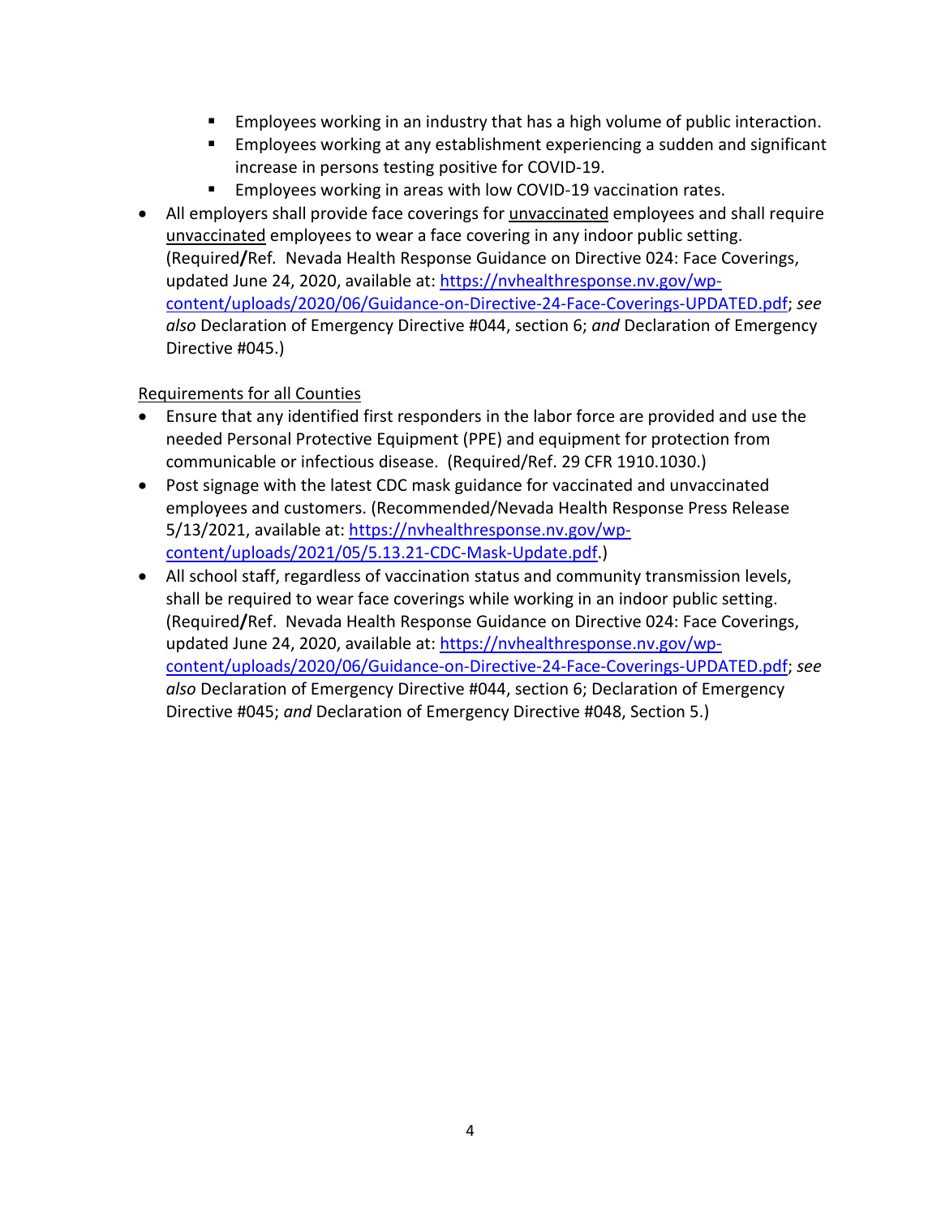- Employees working in an industry that has a high volume of public interaction.
  - Employees working at any establishment experiencing a sudden and significant increase in persons testing positive for COVID-19.
  - Employees working in areas with low COVID-19 vaccination rates.
- All employers shall provide face coverings for unvaccinated employees and shall require unvaccinated employees to wear a face covering in any indoor public setting. (Required**/**Ref*.* Nevada Health Response Guidance on Directive 024: Face Coverings, updated June 24, 2020, available at: [https://nvhealthresponse.nv.gov/wp-content/uploads/2020/06/Guidance-on-Directive-24-Face-Coverings-UPDATED.pdf](https://nvhealthresponse.nv.gov/wp-content/uploads/2020/06/Guidance-on-Directive-24-Face-Coverings-UPDATED.pdf); *see also* Declaration of Emergency Directive #044, section 6; *and* Declaration of Emergency Directive #045.)

Requirements for all Counties

- Ensure that any identified first responders in the labor force are provided and use the needed Personal Protective Equipment (PPE) and equipment for protection from communicable or infectious disease. (Required/Ref. 29 CFR 1910.1030.)
- Post signage with the latest CDC mask guidance for vaccinated and unvaccinated employees and customers. (Recommended/Nevada Health Response Press Release 5/13/2021, available at: [https://nvhealthresponse.nv.gov/wp-content/uploads/2021/05/5.13.21-CDC-Mask-Update.pdf](https://nvhealthresponse.nv.gov/wp-content/uploads/2021/05/5.13.21-CDC-Mask-Update.pdf).)
- All school staff, regardless of vaccination status and community transmission levels, shall be required to wear face coverings while working in an indoor public setting. (Required**/**Ref. Nevada Health Response Guidance on Directive 024: Face Coverings, updated June 24, 2020, available at: [https://nvhealthresponse.nv.gov/wp-content/uploads/2020/06/Guidance-on-Directive-24-Face-Coverings-UPDATED.pdf](https://nvhealthresponse.nv.gov/wp-content/uploads/2020/06/Guidance-on-Directive-24-Face-Coverings-UPDATED.pdf); *see also* Declaration of Emergency Directive #044, section 6; Declaration of Emergency Directive #045; *and* Declaration of Emergency Directive #048, Section 5.)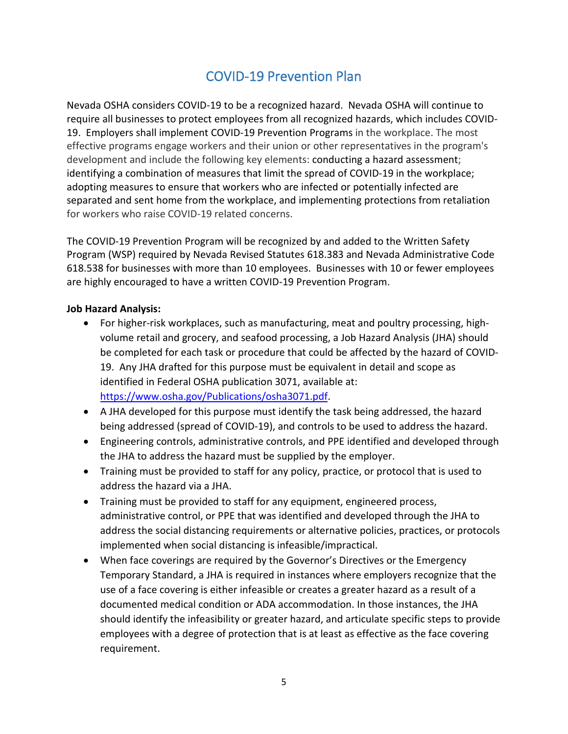## COVID-19 Prevention Plan

Nevada OSHA considers COVID-19 to be a recognized hazard. Nevada OSHA will continue to require all businesses to protect employees from all recognized hazards, which includes COVID-19. Employers shall implement COVID-19 Prevention Programs in the workplace. The most effective programs engage workers and their union or other representatives in the program's development and include the following key elements: conducting a hazard assessment; identifying a combination of measures that limit the spread of COVID-19 in the workplace; adopting measures to ensure that workers who are infected or potentially infected are separated and sent home from the workplace, and implementing protections from retaliation for workers who raise COVID-19 related concerns.

The COVID-19 Prevention Program will be recognized by and added to the Written Safety Program (WSP) required by Nevada Revised Statutes 618.383 and Nevada Administrative Code 618.538 for businesses with more than 10 employees. Businesses with 10 or fewer employees are highly encouraged to have a written COVID-19 Prevention Program.

**Job Hazard Analysis:**

- For higher-risk workplaces, such as manufacturing, meat and poultry processing, high-volume retail and grocery, and seafood processing, a Job Hazard Analysis (JHA) should be completed for each task or procedure that could be affected by the hazard of COVID-19. Any JHA drafted for this purpose must be equivalent in detail and scope as identified in Federal OSHA publication 3071, available at: [https://www.osha.gov/Publications/osha3071.pdf](https://www.osha.gov/Publications/osha3071.pdf).
- A JHA developed for this purpose must identify the task being addressed, the hazard being addressed (spread of COVID-19), and controls to be used to address the hazard.
- Engineering controls, administrative controls, and PPE identified and developed through the JHA to address the hazard must be supplied by the employer.
- Training must be provided to staff for any policy, practice, or protocol that is used to address the hazard via a JHA.
- Training must be provided to staff for any equipment, engineered process, administrative control, or PPE that was identified and developed through the JHA to address the social distancing requirements or alternative policies, practices, or protocols implemented when social distancing is infeasible/impractical.
- When face coverings are required by the Governor's Directives or the Emergency Temporary Standard, a JHA is required in instances where employers recognize that the use of a face covering is either infeasible or creates a greater hazard as a result of a documented medical condition or ADA accommodation. In those instances, the JHA should identify the infeasibility or greater hazard, and articulate specific steps to provide employees with a degree of protection that is at least as effective as the face covering requirement.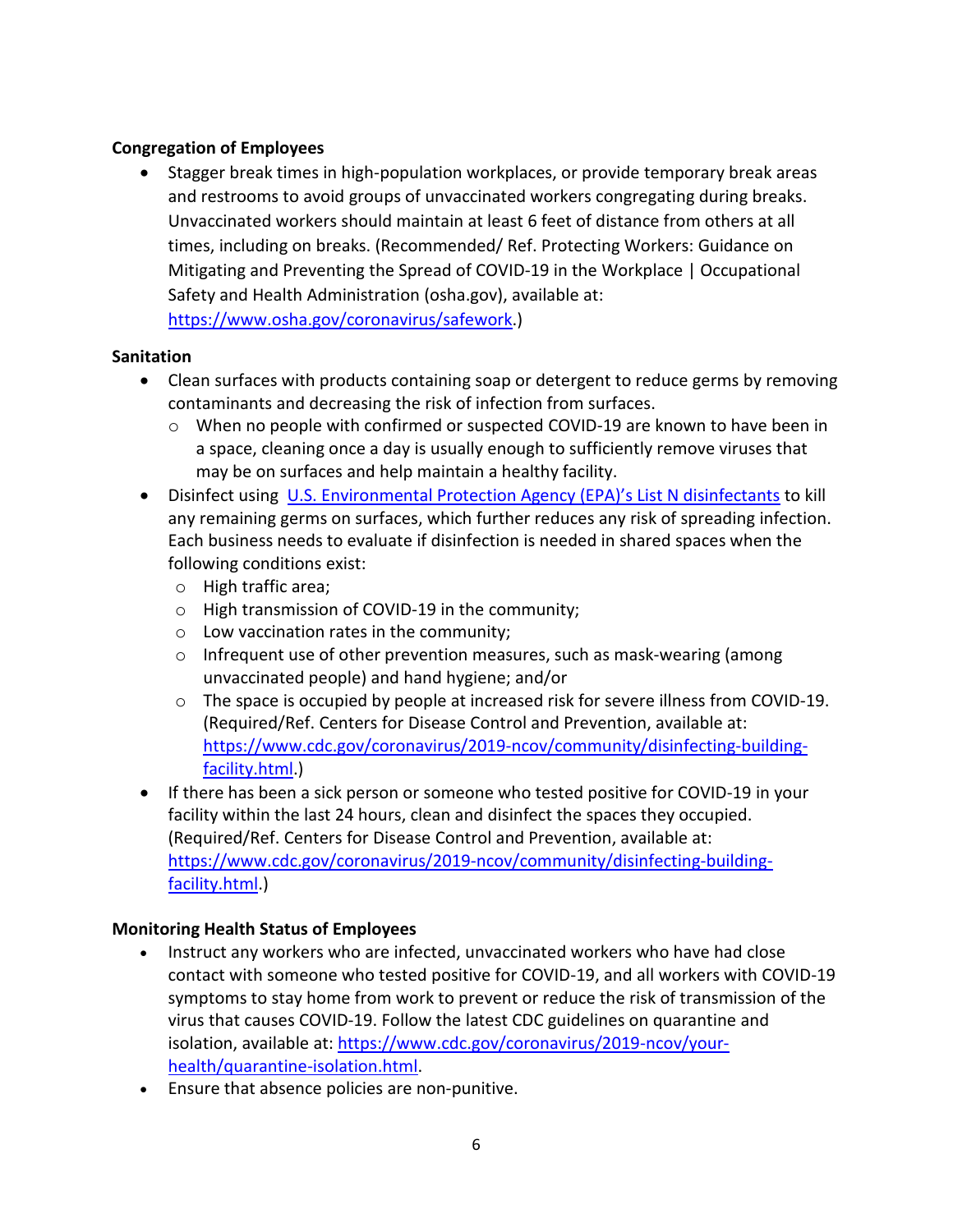**Congregation of Employees**

- Stagger break times in high-population workplaces, or provide temporary break areas and restrooms to avoid groups of unvaccinated workers congregating during breaks. Unvaccinated workers should maintain at least 6 feet of distance from others at all times, including on breaks. (Recommended/ Ref. Protecting Workers: Guidance on Mitigating and Preventing the Spread of COVID-19 in the Workplace | Occupational Safety and Health Administration (osha.gov), available at: [https://www.osha.gov/coronavirus/safework](https://www.osha.gov/coronavirus/safework).)

**Sanitation**

- Clean surfaces with products containing soap or detergent to reduce germs by removing contaminants and decreasing the risk of infection from surfaces.
  - When no people with confirmed or suspected COVID-19 are known to have been in a space, cleaning once a day is usually enough to sufficiently remove viruses that may be on surfaces and help maintain a healthy facility.
- Disinfect using [U.S. Environmental Protection Agency (EPA)'s List N disinfectants](#) to kill any remaining germs on surfaces, which further reduces any risk of spreading infection. Each business needs to evaluate if disinfection is needed in shared spaces when the following conditions exist:
  - High traffic area;
  - High transmission of COVID-19 in the community;
  - Low vaccination rates in the community;
  - Infrequent use of other prevention measures, such as mask-wearing (among unvaccinated people) and hand hygiene; and/or
  - The space is occupied by people at increased risk for severe illness from COVID-19. (Required/Ref. Centers for Disease Control and Prevention, available at: [https://www.cdc.gov/coronavirus/2019-ncov/community/disinfecting-building-facility.html](https://www.cdc.gov/coronavirus/2019-ncov/community/disinfecting-building-facility.html).)
- If there has been a sick person or someone who tested positive for COVID-19 in your facility within the last 24 hours, clean and disinfect the spaces they occupied. (Required/Ref. Centers for Disease Control and Prevention, available at: [https://www.cdc.gov/coronavirus/2019-ncov/community/disinfecting-building-facility.html](https://www.cdc.gov/coronavirus/2019-ncov/community/disinfecting-building-facility.html).)

**Monitoring Health Status of Employees**

- Instruct any workers who are infected, unvaccinated workers who have had close contact with someone who tested positive for COVID-19, and all workers with COVID-19 symptoms to stay home from work to prevent or reduce the risk of transmission of the virus that causes COVID-19. Follow the latest CDC guidelines on quarantine and isolation, available at: [https://www.cdc.gov/coronavirus/2019-ncov/your-health/quarantine-isolation.html](https://www.cdc.gov/coronavirus/2019-ncov/your-health/quarantine-isolation.html).
- Ensure that absence policies are non-punitive.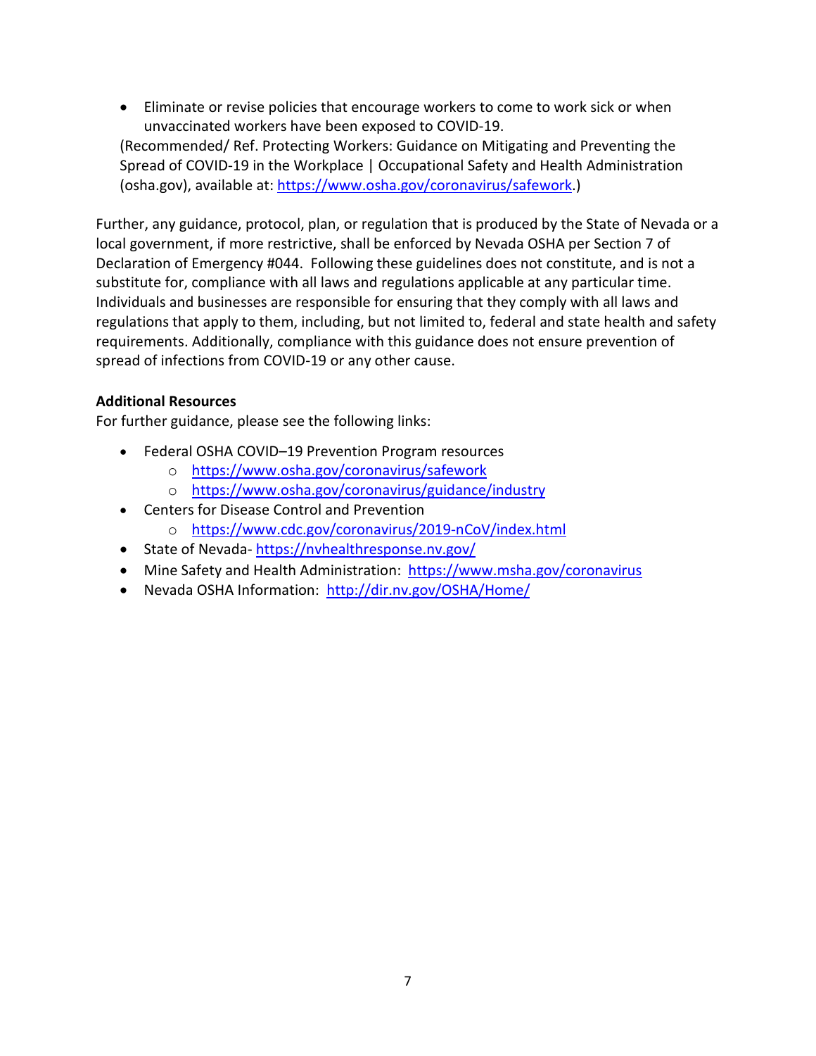- Eliminate or revise policies that encourage workers to come to work sick or when unvaccinated workers have been exposed to COVID-19.

(Recommended/ Ref. Protecting Workers: Guidance on Mitigating and Preventing the Spread of COVID-19 in the Workplace | Occupational Safety and Health Administration (osha.gov), available at: [https://www.osha.gov/coronavirus/safework](https://www.osha.gov/coronavirus/safework).)

Further, any guidance, protocol, plan, or regulation that is produced by the State of Nevada or a local government, if more restrictive, shall be enforced by Nevada OSHA per Section 7 of Declaration of Emergency #044. Following these guidelines does not constitute, and is not a substitute for, compliance with all laws and regulations applicable at any particular time. Individuals and businesses are responsible for ensuring that they comply with all laws and regulations that apply to them, including, but not limited to, federal and state health and safety requirements. Additionally, compliance with this guidance does not ensure prevention of spread of infections from COVID-19 or any other cause.

**Additional Resources**

For further guidance, please see the following links:

- Federal OSHA COVID–19 Prevention Program resources
  - [https://www.osha.gov/coronavirus/safework](https://www.osha.gov/coronavirus/safework)
  - [https://www.osha.gov/coronavirus/guidance/industry](https://www.osha.gov/coronavirus/guidance/industry)
- Centers for Disease Control and Prevention
  - [https://www.cdc.gov/coronavirus/2019-nCoV/index.html](https://www.cdc.gov/coronavirus/2019-nCoV/index.html)
- State of Nevada- [https://nvhealthresponse.nv.gov/](https://nvhealthresponse.nv.gov/)
- Mine Safety and Health Administration: [https://www.msha.gov/coronavirus](https://www.msha.gov/coronavirus)
- Nevada OSHA Information: [http://dir.nv.gov/OSHA/Home/](http://dir.nv.gov/OSHA/Home/)